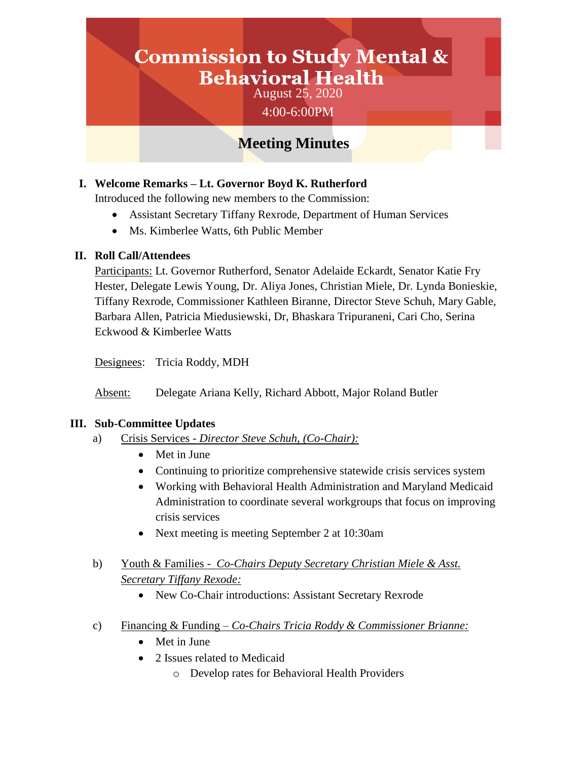# Commission to Study Mental & Behavioral Health

August 25, 2020

4:00-6:00PM

## Meeting Minutes

**I. Welcome Remarks – Lt. Governor Boyd K. Rutherford**

Introduced the following new members to the Commission:

- Assistant Secretary Tiffany Rexrode, Department of Human Services
- Ms. Kimberlee Watts, 6th Public Member

**II. Roll Call/Attendees**

Participants: Lt. Governor Rutherford, Senator Adelaide Eckardt, Senator Katie Fry Hester, Delegate Lewis Young, Dr. Aliya Jones, Christian Miele, Dr. Lynda Bonieskie, Tiffany Rexrode, Commissioner Kathleen Biranne, Director Steve Schuh, Mary Gable, Barbara Allen, Patricia Miedusiewski, Dr, Bhaskara Tripuraneni, Cari Cho, Serina Eckwood & Kimberlee Watts

Designees: Tricia Roddy, MDH

Absent: Delegate Ariana Kelly, Richard Abbott, Major Roland Butler

**III. Sub-Committee Updates**

a) Crisis Services - *Director Steve Schuh, (Co-Chair):*
   - Met in June
   - Continuing to prioritize comprehensive statewide crisis services system
   - Working with Behavioral Health Administration and Maryland Medicaid Administration to coordinate several workgroups that focus on improving crisis services
   - Next meeting is meeting September 2 at 10:30am

b) Youth & Families - *Co-Chairs Deputy Secretary Christian Miele & Asst. Secretary Tiffany Rexode:*
   - New Co-Chair introductions: Assistant Secretary Rexrode

c) Financing & Funding – *Co-Chairs Tricia Roddy & Commissioner Brianne:*
   - Met in June
   - 2 Issues related to Medicaid
     - Develop rates for Behavioral Health Providers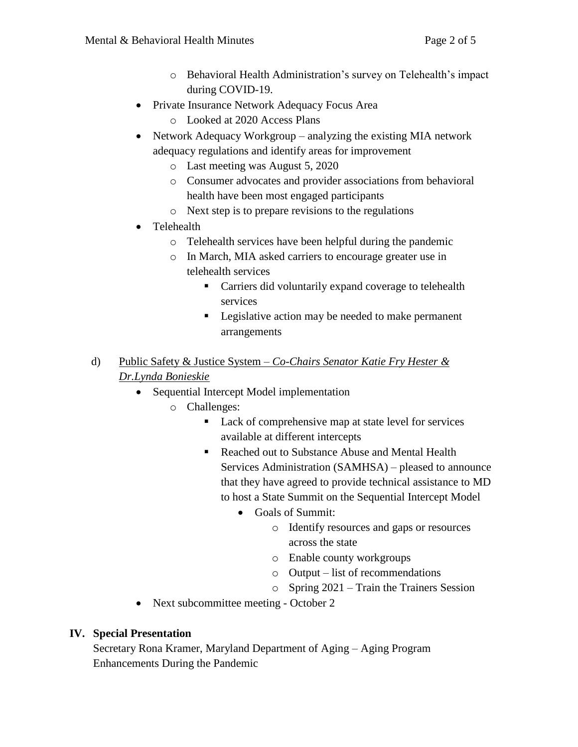- Behavioral Health Administration's survey on Telehealth's impact during COVID-19.
  - Private Insurance Network Adequacy Focus Area
    - Looked at 2020 Access Plans
  - Network Adequacy Workgroup – analyzing the existing MIA network adequacy regulations and identify areas for improvement
    - Last meeting was August 5, 2020
    - Consumer advocates and provider associations from behavioral health have been most engaged participants
    - Next step is to prepare revisions to the regulations
  - Telehealth
    - Telehealth services have been helpful during the pandemic
    - In March, MIA asked carriers to encourage greater use in telehealth services
      - Carriers did voluntarily expand coverage to telehealth services
      - Legislative action may be needed to make permanent arrangements

d) Public Safety & Justice System – *Co-Chairs Senator Katie Fry Hester & Dr.Lynda Bonieskie*

  - Sequential Intercept Model implementation
    - Challenges:
      - Lack of comprehensive map at state level for services available at different intercepts
      - Reached out to Substance Abuse and Mental Health Services Administration (SAMHSA) – pleased to announce that they have agreed to provide technical assistance to MD to host a State Summit on the Sequential Intercept Model
        - Goals of Summit:
          - Identify resources and gaps or resources across the state
          - Enable county workgroups
          - Output – list of recommendations
          - Spring 2021 – Train the Trainers Session
  - Next subcommittee meeting - October 2

## IV. Special Presentation

Secretary Rona Kramer, Maryland Department of Aging – Aging Program Enhancements During the Pandemic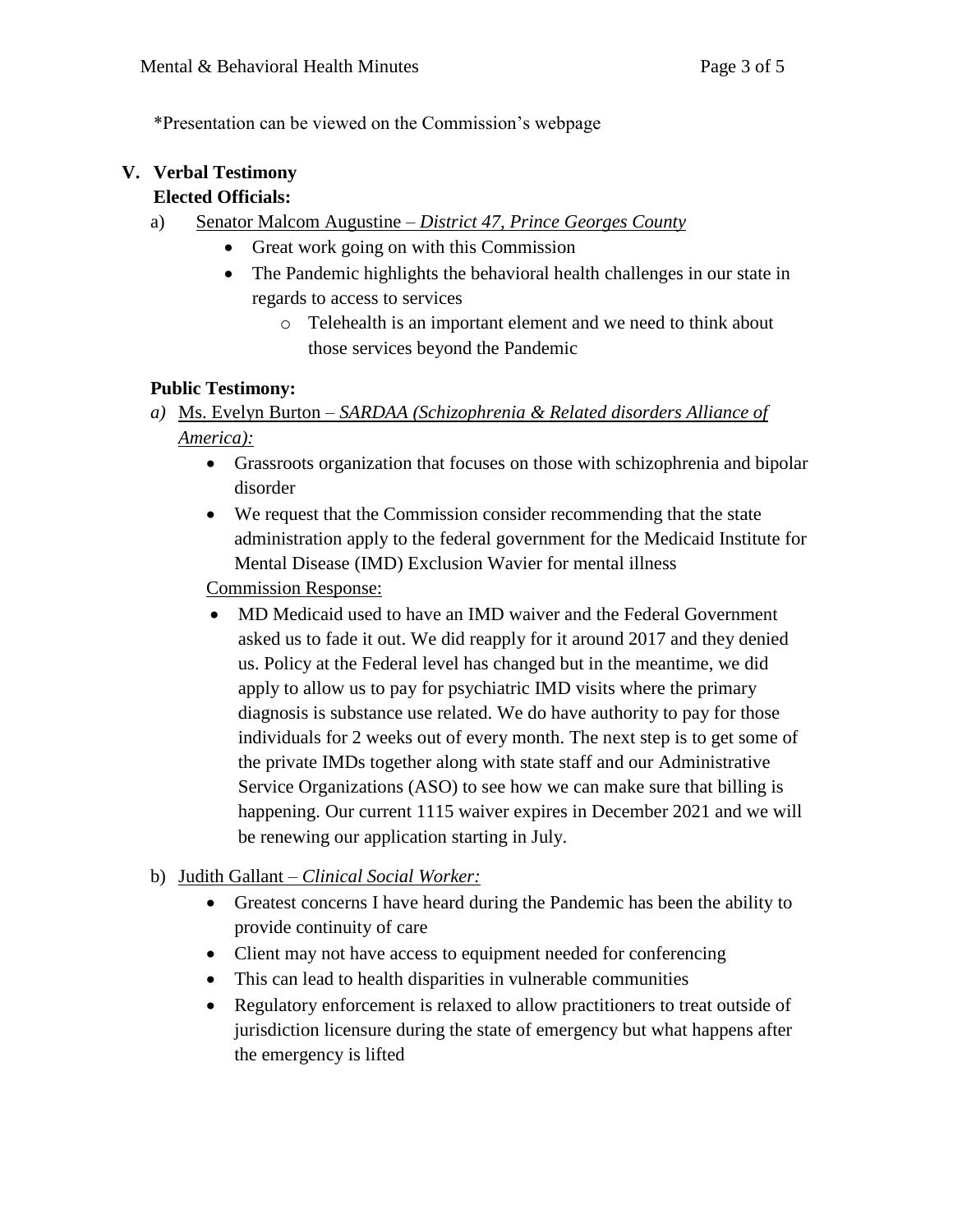*Presentation can be viewed on the Commission's webpage

## V. Verbal Testimony

**Elected Officials:**

a) Senator Malcom Augustine – *District 47, Prince Georges County*

- Great work going on with this Commission
- The Pandemic highlights the behavioral health challenges in our state in regards to access to services
  - Telehealth is an important element and we need to think about those services beyond the Pandemic

**Public Testimony:**

*a)* Ms. Evelyn Burton – *SARDAA (Schizophrenia & Related disorders Alliance of America):*

- Grassroots organization that focuses on those with schizophrenia and bipolar disorder
- We request that the Commission consider recommending that the state administration apply to the federal government for the Medicaid Institute for Mental Disease (IMD) Exclusion Wavier for mental illness

Commission Response:

- MD Medicaid used to have an IMD waiver and the Federal Government asked us to fade it out. We did reapply for it around 2017 and they denied us. Policy at the Federal level has changed but in the meantime, we did apply to allow us to pay for psychiatric IMD visits where the primary diagnosis is substance use related. We do have authority to pay for those individuals for 2 weeks out of every month. The next step is to get some of the private IMDs together along with state staff and our Administrative Service Organizations (ASO) to see how we can make sure that billing is happening. Our current 1115 waiver expires in December 2021 and we will be renewing our application starting in July.

b) Judith Gallant – *Clinical Social Worker:*

- Greatest concerns I have heard during the Pandemic has been the ability to provide continuity of care
- Client may not have access to equipment needed for conferencing
- This can lead to health disparities in vulnerable communities
- Regulatory enforcement is relaxed to allow practitioners to treat outside of jurisdiction licensure during the state of emergency but what happens after the emergency is lifted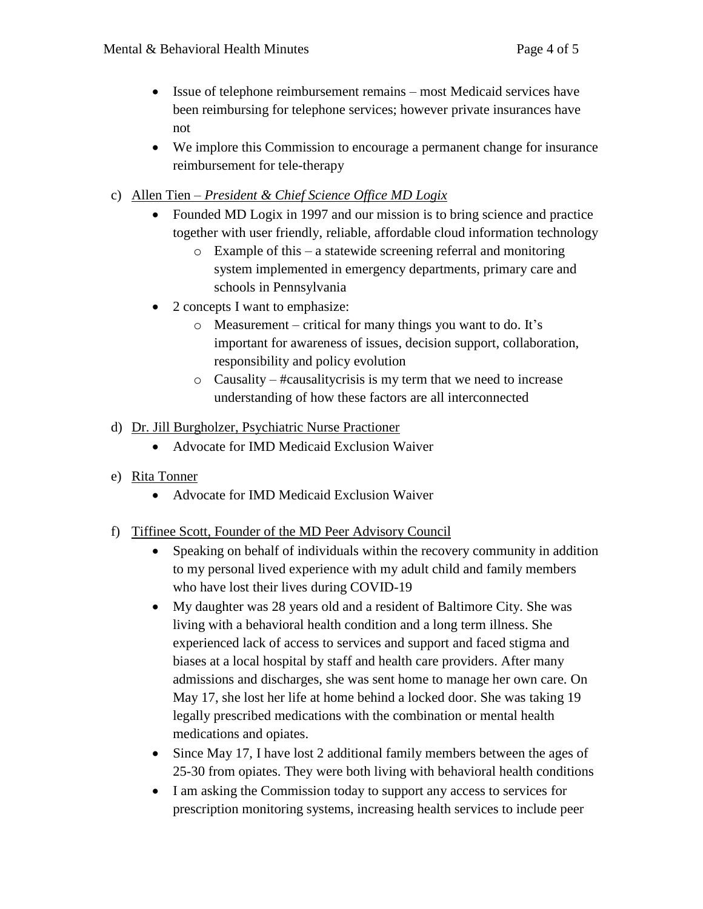- Issue of telephone reimbursement remains – most Medicaid services have been reimbursing for telephone services; however private insurances have not
- We implore this Commission to encourage a permanent change for insurance reimbursement for tele-therapy

c) Allen Tien – *President & Chief Science Office MD Logix*

- Founded MD Logix in 1997 and our mission is to bring science and practice together with user friendly, reliable, affordable cloud information technology
    - Example of this – a statewide screening referral and monitoring system implemented in emergency departments, primary care and schools in Pennsylvania
- 2 concepts I want to emphasize:
    - Measurement – critical for many things you want to do. It's important for awareness of issues, decision support, collaboration, responsibility and policy evolution
    - Causality – #causalitycrisis is my term that we need to increase understanding of how these factors are all interconnected

d) Dr. Jill Burgholzer, Psychiatric Nurse Practioner

- Advocate for IMD Medicaid Exclusion Waiver

e) Rita Tonner

- Advocate for IMD Medicaid Exclusion Waiver

f) Tiffinee Scott, Founder of the MD Peer Advisory Council

- Speaking on behalf of individuals within the recovery community in addition to my personal lived experience with my adult child and family members who have lost their lives during COVID-19
- My daughter was 28 years old and a resident of Baltimore City. She was living with a behavioral health condition and a long term illness. She experienced lack of access to services and support and faced stigma and biases at a local hospital by staff and health care providers. After many admissions and discharges, she was sent home to manage her own care. On May 17, she lost her life at home behind a locked door. She was taking 19 legally prescribed medications with the combination or mental health medications and opiates.
- Since May 17, I have lost 2 additional family members between the ages of 25-30 from opiates. They were both living with behavioral health conditions
- I am asking the Commission today to support any access to services for prescription monitoring systems, increasing health services to include peer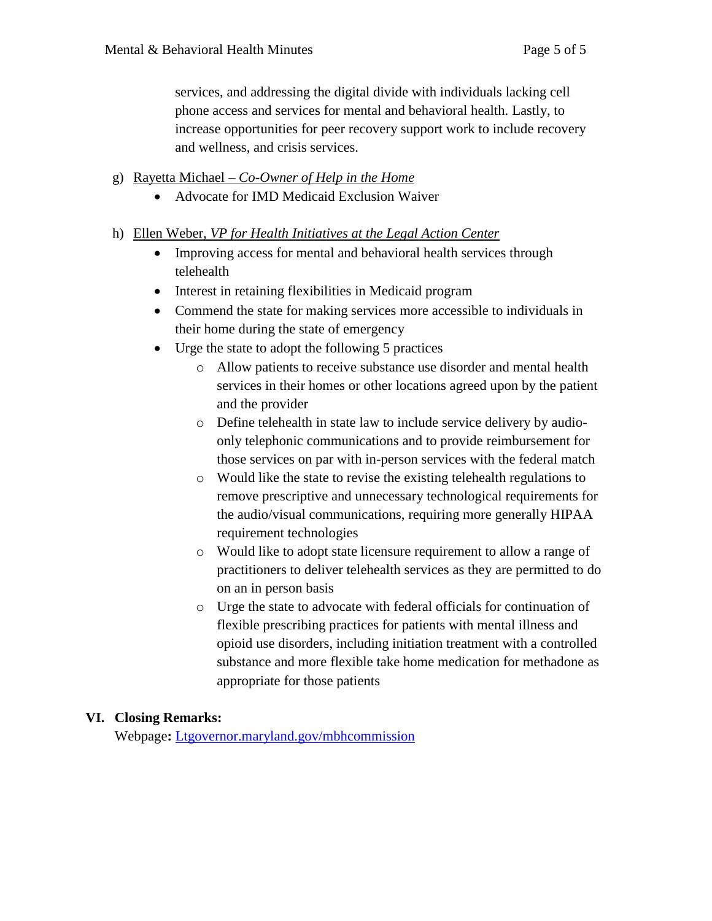services, and addressing the digital divide with individuals lacking cell phone access and services for mental and behavioral health. Lastly, to increase opportunities for peer recovery support work to include recovery and wellness, and crisis services.

g) Rayetta Michael – *Co-Owner of Help in the Home*
   - Advocate for IMD Medicaid Exclusion Waiver

h) Ellen Weber, *VP for Health Initiatives at the Legal Action Center*
   - Improving access for mental and behavioral health services through telehealth
   - Interest in retaining flexibilities in Medicaid program
   - Commend the state for making services more accessible to individuals in their home during the state of emergency
   - Urge the state to adopt the following 5 practices
     - Allow patients to receive substance use disorder and mental health services in their homes or other locations agreed upon by the patient and the provider
     - Define telehealth in state law to include service delivery by audio-only telephonic communications and to provide reimbursement for those services on par with in-person services with the federal match
     - Would like the state to revise the existing telehealth regulations to remove prescriptive and unnecessary technological requirements for the audio/visual communications, requiring more generally HIPAA requirement technologies
     - Would like to adopt state licensure requirement to allow a range of practitioners to deliver telehealth services as they are permitted to do on an in person basis
     - Urge the state to advocate with federal officials for continuation of flexible prescribing practices for patients with mental illness and opioid use disorders, including initiation treatment with a controlled substance and more flexible take home medication for methadone as appropriate for those patients

## VI. Closing Remarks:

Webpage**:** Ltgovernor.maryland.gov/mbhcommission